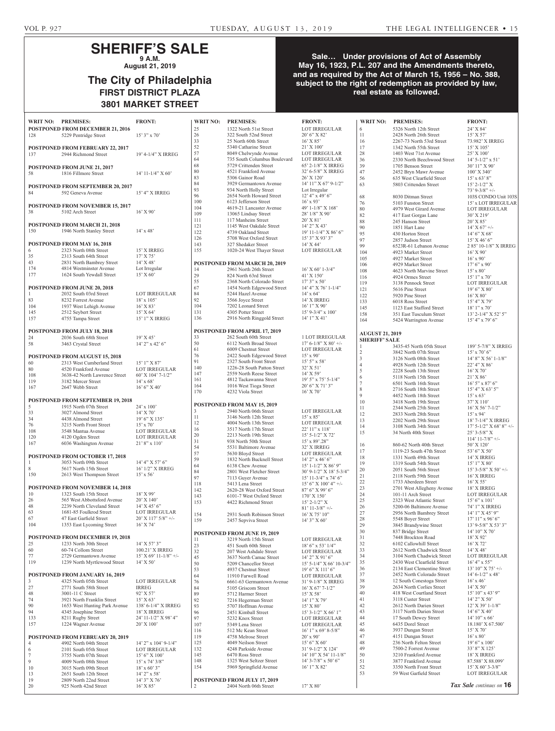# SHERIFF'S SALE

**9 A.M.**

**August 21, 2019**

## The City of Philadelphia

### FIRST DISTRICT PLAZA

### 3801 MARKET STREET

**Sale… Under provisions of Act of Assembly May 16, 1923, P.L. 207 and the Amendments thereto, and as required by the Act of March 15, 1956 – No. 388, subject to the right of redemption as provided by law, real estate as followed.**

| WRIT NO: | PREMISES: | FRONT: |
|---|---|---|
| **POSTPONED FROM DECEMBER 21, 2016** | | |
| 128 | 5229 Pentridge Street | 15' 3" x 70' |
| **POSTPONED FROM FEBRUARY 22, 2017** | | |
| 137 | 2944 Richmond Street | 19' 4-1/4" X IRREG |
| **POSTPONED FROM JUNE 21, 2017** | | |
| 58 | 1816 Fillmore Street | 14' 11-11/4" X 60' |
| **POSTPONED FROM SEPTEMBER 20, 2017** | | |
| 84 | 592 Geneva Avenue | 15' 4" X IRREG |
| **POSTPONED FROM NOVEMBER 15, 2017** | | |
| 38 | 5102 Arch Street | 16' X 90' |
| **POSTPONED FROM MARCH 21, 2018** | | |
| 150 | 1946 North Stanley Street | 14' x 48' |
| **POSTPONED FROM MAY 16, 2018** | | |
| 6 | 2323 North 08th Street | 15' X IRREG |
| 35 | 2313 South 64th Street | 17' X 75' |
| 43 | 2831 North Bambrey Street | 14' X 48' |
| 174 | 4814 Westminster Avenue | Lot Irregular |
| 177 | 1624 South Yewdall Street | 15' X 60' |
| **POSTPONED FROM JUNE 20, 2018** | | |
| 1 | 2032 South 03rd Street | LOT IRREGULAR |
| 83 | 8232 Forrest Avenue | 18' x 105' |
| 104 | 1937 West Lehigh Avenue | 16' X 83' |
| 145 | 2512 Seybert Street | 15' X 64' |
| 157 | 4755 Tampa Street | 15' 1" X IRREG |
| **POSTPONED FROM JULY 18, 2018** | | |
| 24 | 2036 South 68th Street | 19' X 45' |
| 58 | 3463 Crystal Street | 14' 2" x 42' 6" |
| **POSTPONED FROM AUGUST 15, 2018** | | |
| 60 | 2313 West Cumberland Street | 15' 1" X 87' |
| 80 | 4520 Frankford Avenue | LOT IRREGULAR |
| 108 | 3638-42 North Lawrence Street | 60' X 104' 7-1/2" |
| 119 | 3182 Mercer Street | 14' x 68' |
| 167 | 2647 Webb Street | 16' 6" X 40' |
| **POSTPONED FROM SEPTEMBER 19, 2018** | | |
| 5 | 1915 North 07th Street | 24' x 100' |
| 33 | 3027 Almond Street | 14' X 70' |
| 34 | 4438 Almond Street | 19' 6" X 135' |
| 76 | 3215 North Front Street | 15' x 70' |
| 108 | 3548 Mantua Avenue | LOT IRREGULAR |
| 120 | 4120 Ogden Street | LOT IRREGULAR |
| 167 | 6036 Washington Avenue | 21' 8" x 110' |
| **POSTPONED FROM OCTOBER 17, 2018** | | |
| 1 | 3053 North 09th Street | 14' 4" X 57' 6" |
| 8 | 5617 North 15th Street | 16' 1/2" X IRREG |
| 150 | 2613 West Thompson Street | 15' x 56' |
| **POSTPONED FROM NOVEMBER 14, 2018** | | |
| 10 | 1323 South 15th Street | 18' X 99' |
| 26 | 565 West Abbottsford Avenue | 20' X 140' |
| 48 | 2239 North Cleveland Street | 14' X 45' 6" |
| 63 | 1681-85 Foulkrod Street | LOT IRREGULAR |
| 67 | 47 East Garfield Street | 20' X 117' 5/8" +/- |
| 104 | 1353 East Lycoming Street | 16' X 74' |
| **POSTPONED FROM DECEMBER 19, 2018** | | |
| 25 | 1233 North 30th Street | 14' X 57' 3" |
| 60 | 60-74 Collom Street | 100.21' X IRREG |
| 77 | 2729 Germantown Avenue | 15' X 69' 11-1/8" +/- |
| 119 | 1239 North Myrtlewood Street | 14' X 50' |
| **POSTPONED FROM JANUARY 16, 2019** | | |
| 3 | 4325 North 05th Street | LOT IRREGULAR |
| 27 | 2771 South 58th Street | IRREG |
| 48 | 3001-11 C Street | 92' X 57' |
| 74 | 3921 North Franklin Street | 15' X 63' |
| 90 | 1653 West Hunting Park Avenue | 138' 6-1/4" X IRREG |
| 94 | 4345 Josephine Street | 18' X IRREG |
| 133 | 8211 Rugby Street | 24' 11-1/2" X 98' 4" |
| 157 | 1224 Wagner Avenue | 20' X 100' |
| **POSTPONED FROM FEBRUARY 20, 2019** | | |
| 4 | 4902 North 04th Street | 14' 2" x 104' 9-1/4" |
| 6 | 2101 South 05th Street | LOT IRREGULAR |
| 7 | 3755 North 07th Street | 15' 6" X 100' |
| 9 | 4009 North 08th Street | 15' x 74' 3/8" |
| 10 | 3015 North 09th Street | 18' x 60' 3" |
| 13 | 2651 South 12th Street | 14' 2" x 58' |
| 19 | 2809 North 22nd Street | 14' 3" X 76' |
| 20 | 925 North 42nd Street | 16' X 85' |
| 25 | 1322 North 51st Street | LOT IRREGULAR |
| 26 | 322 South 52nd Street | 20' 6" X 82' |
| 33 | 25 North 60th Street | 16' X 85' |
| 52 | 5340 Catharine Street | 21' X 100' |
| 57 | 8049 Chelwynde Avenue | LOT IRREGULAR |
| 64 | 735 South Columbus Boulevard | LOT IRREGULAR |
| 68 | 5729 Crittenden Street | 65' 2-1/8" X IRREG |
| 80 | 4521 Frankford Avenue | 32' 6-5/8" X IRREG |
| 83 | 5306 Gainor Road | 26' X 120' |
| 84 | 3929 Germantown Avenue | 14' 11" X 67' 9-1/2" |
| 93 | 934 North Holly Street | Lot Irregular |
| 96 | 2654 North Howard Street | 12' 4" x 49' 6" |
| 100 | 6123 Jefferson Street | 16' x 93' |
| 104 | 4619-21 Lancaster Avenue | 49' 1-1/8" X 168' |
| 109 | 13065 Lindsay Street | 28' 1/8" X 90' |
| 111 | 117 Manheim Street | 20' X 81' |
| 121 | 1145 West Oakdale Street | 14' 2" X 43' |
| 122 | 4739 Oakland Street | 19' 11-1/4" X 86' 6" |
| 126 | 5708 West Oxford Street | 15' 3" X 93' 3" |
| 143 | 327 Shedaker Street | 14' X 44' |
| 155 | 1020-24 West Thayer Street | LOT IRREGULAR |
| **POSTPONED FROM MARCH 20, 2019** | | |
| 14 | 2961 North 26th Street | 16' X 60' 1-3/4" |
| 29 | 824 North 63rd Street | 41' X 150' |
| 55 | 2368 North Colorado Street | 17' 3" x 50' |
| 67 | 1454 North Edgewood Street | 14' 4" X 76' 1-1/4" |
| 84 | 5244 Hazel Avenue | 14' x 64' |
| 92 | 3566 Joyce Street | 14' X IRREG |
| 104 | 7202 Leonard Street | 16' 1" X 90' |
| 131 | 4305 Potter Street | 15' 9-3/4" x 100' |
| 136 | 2916 North Ringgold Street | 14' 1" X 41' |
| **POSTPONED FROM APRIL 17, 2019** | | |
| 33 | 262 South 60th Street | 1 LOT IRREGULAR |
| 50 | 6112 North Broad Street | 17' 6-1/8" X 80' +/- |
| 61 | 6009 Chestnut Street | LOT IRREGULAR |
| 76 | 2422 South Edgewood Street | 15' x 90' |
| 91 | 2327 South Front Street | 15' 5" x 58' |
| 140 | 1226-28 South Patton Street | 32' X 51' |
| 147 | 2559 North Reese Street | 14' X 59' |
| 161 | 4812 Tackawanna Street | 19' 5" x 75' 5-1/4" |
| 164 | 1016 West Tioga Street | 20' 6" X 71' 3" |
| 170 | 4232 Viola Street | 16' X 70' |
| **POSTPONED FROM MAY 15, 2019** | | |
| 3 | 2940 North 06th Street | LOT IRREGULAR |
| 11 | 3146 North 12th Street | 15' x 85' |
| 12 | 4004 North 13th Street | LOT IRREGULAR |
| 16 | 3517 North 17th Street | 22' 11" x 118' |
| 20 | 2213 North 19th Street | 15' 5-1/2" X 72' |
| 31 | 938 North 50th Street | 15' x 89'.28" |
| 54 | 5531 Baltimore Avenue | 32' X IRREG |
| 57 | 5630 Bloyd Street | LOT IRREGULAR |
| 59 | 1832 North Bucknell Street | 14' 2" x 46' 6" |
| 64 | 6138 Chew Avenue | 15' 1-1/2" X 86' 9" |
| 84 | 2801 West Fletcher Street | 30' 9-1/2" X 18' 5-3/4" |
| 97 | 7113 Guyer Avenue | 15' 11-3/4" x 74' 6" |
| 118 | 5413 Lena Street | 15' 6" X 100' 4" +/- |
| 142 | 2620-28 West Oxford Street | 87' 6" X 99' 6" |
| 143 | 6101-7 West Oxford Street | 170' X 150' |
| 153 | 4422 Richmond Street | 15' 2-1/2" X 81' 11-3/8" +/- |
| 154 | 2931 South Robinson Street | 16' X 75' 10" |
| 159 | 2457 Sepviva Street | 14' 3" X 60' |
| **POSTPONED FROM JUNE 19, 2019** | | |
| 11 | 3219 North 15th Street | LOT IRREGULAR |
| 23 | 451 South 60th Street | 18' 6" x 53' 1/4" |
| 32 | 207 West Ashdale Street | LOT IRREGULAR |
| 45 | 3637 North Camac Street | 14' 2" X 91' 6" |
| 50 | 5209 Chancellor Street | 15' 5-1/4" X 66' 10-3/4" |
| 53 | 4937 Chestnut Street | 19' 6" X 111' 6" |
| 64 | 11910 Farwell Road | LOT IRREGULAR |
| 76 | 6661-63 Germantown Avenue | 31' 9-1/8" X IRREG |
| 84 | 5105 Griscom Street | 16' X 67' 7-1/2" |
| 89 | 5712 Harmer Street | 15' X 58' |
| 92 | 7216 Hegerman Street | 14' 1" X 79' |
| 93 | 5707 Hoffman Avenue | 15' X 80' |
| 96 | 2451 Kimball Street | 15' 3-1/2" X 66' 1" |
| 97 | 5232 Knox Street | LOT IRREGULAR |
| 107 | 5349 Lena Street | LOT IRREGULAR |
| 116 | 512 Mc Kean Street | 16' 1" x 69' 8-5/8" |
| 119 | 4758 Melrose Street | 20' x 90' |
| 125 | 4049 Neilson Street | 15' 6" X 60' |
| 132 | 4248 Parkside Avenue | 31' 9-1/2" X 124' |
| 145 | 6470 Ross Street | 14' 10" X 54' 11-1/8" |
| 148 | 1325 West Seltzer Street | 14' 3-7/8" x 50' 6" |
| 154 | 5969 Springfield Avenue | 16' 1" X 82' |
| **POSTPONED FROM JULY 17, 2019** | | |
| 2 | 2404 North 06th Street | 17' X 80' |
| 6 | 5326 North 12th Street | 24' X 84' |
| 11 | 2428 North 26th Street | 15' X 57' |
| 16 | 2267-73 North 53rd Street | 73.982' X IRREG |
| 17 | 1342 North 55th Street | 15' X 105' |
| 28 | 1403 West 71st Avenue | 25' X 100' |
| 36 | 2330 North Beechwood Street | 14' 5-1/2" x 51' |
| 39 | 1705 Benson Street | 30' 11" X 90' |
| 47 | 2452 Bryn Mawr Avenue | 100' X 340' |
| 56 | 635 West Clearfield Street | 15' x 63' 8" |
| 63 | 5803 Crittenden Street | 15' 2-1/2" X 73' 9-3/8" +/- |
| 68 | 8030 Ditman Street | 103S CONDO Unit 103S |
| 76 | 5103 Funston Street | 15' x LOT IRREGULAR |
| 80 | 4979 West Girard Avenue | LOT IRREGULAR |
| 82 | 417 East Gorgas Lane | 30' X 219' |
| 88 | 245 Hanson Street | 20' X 85' |
| 90 | 1851 Hart Lane | 14' X 67' +/- |
| 95 | 430 Horton Street | 14' 6" X 68' |
| 97 | 2857 Judson Street | 15' X 46' 6" |
| 99 | 6523R-61 Lebanon Avenue | 2 85' 10-1/8" X IRREG |
| 104 | 4923 Market Street | 16' X 90' |
| 105 | 4927 Market Street | 16' x 90' |
| 106 | 4929 Market Street | 17' 6" x 90' |
| 108 | 4623 North Marvine Street | 15' x 80' |
| 116 | 4924 Ormes Street | 15' 1" x 70' |
| 119 | 3138 Pennock Street | LOT IRREGULAR |
| 121 | 5616 Pine Street | 19' 6" X 80' |
| 122 | 5920 Pine Street | 16' X 80' |
| 133 | 6018 Ross Street | 15' 4" X 79' |
| 145 | 1123 East Stafford Street | 18' 1" x 70' |
| 158 | 351 East Tusculum Street | 13' 2-1/4" X 52' 5" |
| 164 | 5424 Warrington Avenue | 15' 4" x 79' 6" |
| **AUGUST 21, 2019 SHERIFF'S SALE** | | |
| 1 | 3435-45 North 05th Street | 189' 5-7/8" X IRREG |
| 2 | 3842 North 07th Street | 15' x 70' 6" |
| 3 | 3126 North 08th Street | 14' 8" X 56' 1-1/8" |
| 4 | 4928 North 12th Street | 22' 4" X 86' |
| 5 | 2228 South 13th Street | 16' X 70' |
| 6 | 5118 North 15th Street | 21' X 86' |
| 7 | 6501 North 16th Street | 16' 5" x 87' 6" |
| 8 | 2716 South 18th Street | 15' 4" X 63' 5" |
| 9 | 4452 North 18th Street | 15' x 63' |
| 10 | 3418 North 19th Street | 37' X 110' |
| 11 | 2344 North 25th Street | 16' X 56' 7-1/2" |
| 12 | 2833 North 28th Street | 15' x 94' |
| 13 | 2202 North 29th Street | 18' 7-1/4" X IRREG |
| 14 | 3108 North 34th Street | 17' 5-1/2" X 68' 8" +/- |
| 15 | 34 North 40th Street | 25' 3-5/8" X 114' 11-7/8" +/- |
| 16 | 860-62 North 40th Street | 50' X 120' |
| 17 | 1119-23 South 47th Street | 53' 6" X 50' |
| 18 | 1331 North 49th Street | 14' X IRREG |
| 19 | 1319 South 54th Street | 15' 1" X 80' |
| 20 | 2051 South 56th Street | 15' 3-5/8" X 50' +/- |
| 21 | 2118 North 59th Street | 16' X IRREG |
| 22 | 1733 Aberdeen Street | 16' X 55' |
| 23 | 2701 West Allegheny Avenue | 18' X IRREG |
| 24 | 101-11 Arch Street | LOT IRREGULAR |
| 25 | 2323 West Atlantic Street | 15' 6" x 101' |
| 26 | 5200-06 Baltimore Avenue | 74' 1" X IRREG |
| 27 | 2956 North Bambrey Street | 14' 1" X 45' 9" |
| 28 | 5548 Boyer Street | 17' 11" x 96' 6" |
| 29 | 3845 Brandywine Street | 13' 9-5/8" X 53' 3" |
| 30 | 837 Bridge Street | 14' 10" X 70' |
| 31 | 7448 Brockton Road | 18' X 92' |
| 32 | 6102 Callowhill Street | 16' X 72' |
| 33 | 2612 North Chadwick Street | 14' X 48' |
| 34 | 3104 North Chadwick Street | LOT IRREGULAR |
| 35 | 2430 West Clearfield Street | 16' 4" x 55" |
| 36 | 2134 East Clementine Street | 13' 10" X 75' +/- |
| 37 | 2452 North Colorado Street | 14' 6-1/2" x 48' |
| 38 | 12 South Conestoga Street | 16' x 46' |
| 39 | 2634 North Corlies Street | 14' X 50' |
| 40 | 418 West Courtland Street | 15' 10" x 43' 9" |
| 41 | 3118 Custer Street | 14' 2" X 50' |
| 42 | 2612 North Darien Street | 12' X 39' 1-1/8" |
| 43 | 3117 North Darien Street | 14' 6" X 40' |
| 44 | 17 South Dewey Street | 14' 10" x 66' |
| 45 | 6435 Dorel Street | 18.180' X 67.500' |
| 46 | 3937 Dungan Street | 15' X 70' |
| 47 | 4151 Dungan Street | 16' x 80' |
| 48 | 236 North Felton Street | 19' 6" x 100' |
| 49 | 7500-2 Forrest Avenue | 33' 8" X 125' |
| 50 | 3210 Frankford Avenue | 18' X IRREG |
| 51 | 3877 Frankford Avenue | 87.588' X 88.099' |
| 52 | 3350 North Front Street | 15' X 60' 3-3/8" |
| 53 | 59 West Garfield Street | LOT IRREGULAR |

*Tax Sale continues on* **16**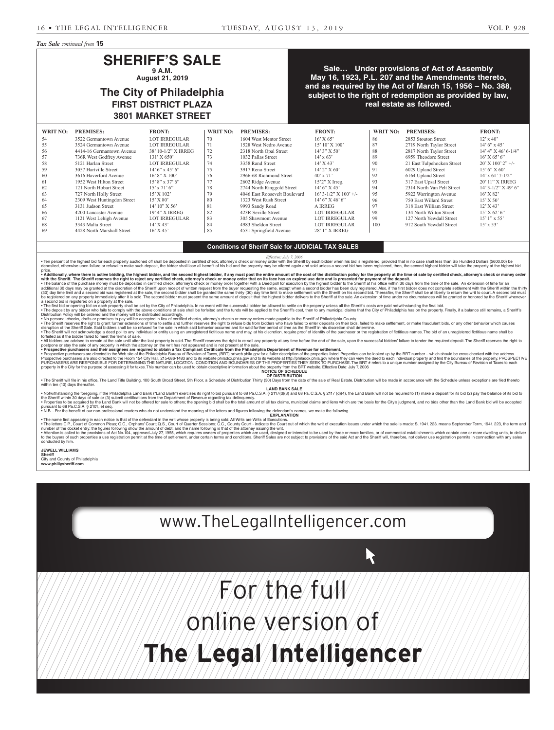*Tax Sale continued from* **15**

# SHERIFF'S SALE

**9 A.M.**
**August 21, 2019**

## The City of Philadelphia

**FIRST DISTRICT PLAZA**
**3801 MARKET STREET**

**Sale… Under provisions of Act of Assembly May 16, 1923, P.L. 207 and the Amendments thereto, and as required by the Act of March 15, 1956 – No. 388, subject to the right of redemption as provided by law, real estate as followed.**

| WRIT NO: | PREMISES: | FRONT: |
|---|---|---|
| 54 | 3522 Germantown Avenue | LOT IRREGULAR |
| 55 | 3524 Germantown Avenue | LOT IRREGULAR |
| 56 | 4414-16 Germantown Avenue | 38' 10-1/2" X IRREG |
| 57 | 736R West Godfrey Avenue | 131' X 650' |
| 58 | 5121 Harlan Street | LOT IRREGULAR |
| 59 | 3057 Hartville Street | 14' 6" x 45' 6" |
| 60 | 3616 Haverford Avenue | 16' 8" X 100' |
| 61 | 1952 West Hilton Street | 15' 8" x 37' 6" |
| 62 | 121 North Hobart Street | 15' x 71' 6" |
| 63 | 727 North Holly Street | 15' X 102' |
| 64 | 2309 West Huntingdon Street | 15' X 80' |
| 65 | 3131 Judson Street | 14' 10" X 56' |
| 66 | 4200 Lancaster Avenue | 19' 4" X IRREG |
| 67 | 1121 West Lehigh Avenue | LOT IRREGULAR |
| 68 | 3343 Malta Street | 14' X 43' |
| 69 | 4428 North Marshall Street | 16' X 45' |
| 70 | 1604 West Mentor Street | 16' X 65' |
| 71 | 1528 West Nedro Avenue | 15' 10' X 100' |
| 72 | 2318 North Opal Street | 14' 3" X 50' |
| 73 | 1032 Pallas Street | 14' x 63' |
| 74 | 3358 Rand Street | 14' X 43' |
| 75 | 3917 Reno Street | 14' 2" X 60' |
| 76 | 2966-68 Richmond Street | 40' x 71' |
| 77 | 2602 Ridge Avenue | 15'2" X Irreg. |
| 78 | 2744 North Ringgold Street | 14' 6" X 45' |
| 79 | 4046 East Roosevelt Boulevard | 16' 3-1/2" X 100' +/- |
| 80 | 1323 West Rush Street | 14' 6" X 46' 6" |
| 81 | 9993 Sandy Road | A IRREG |
| 82 | 423R Seville Street | LOT IRREGULAR |
| 83 | 305 Shawmont Avenue | LOT IRREGULAR |
| 84 | 4983 Sheldon Street | LOT IRREGULAR |
| 85 | 4531 Springfield Avenue | 28' 1" X IRREG |
| 86 | 2853 Stouton Street | 12' x 40' |
| 87 | 2719 North Taylor Street | 14' 6" x 45' |
| 88 | 2817 North Taylor Street | 14' 4" X 46' 6-1/4" |
| 89 | 6959 Theodore Street | 16' X 65' 6" |
| 90 | 21 East Tulpehocken Street | 20' X 100' 2" +/- |
| 91 | 6029 Upland Street | 15' 6" X 60' |
| 92 | 6164 Upland Street | 14' x 61' 7-1/2" |
| 93 | 317 East Upsal Street | 20' 11" X IRREG |
| 94 | 2314 North Van Pelt Street | 14' 3-1/2" X 49' 6" |
| 95 | 5922 Warrington Avenue | 16' X 82' |
| 96 | 750 East Willard Street | 15' X 50' |
| 97 | 318 East William Street | 12' X 43' |
| 98 | 134 North Wilton Street | 15' X 62' 6" |
| 99 | 127 North Yewdall Street | 15' 1" x 55' |
| 100 | 912 South Yewdall Street | 15' x 53' |

### Conditions of Sheriff Sale for JUDICIAL TAX SALES

*Effective: July 7, 2006*

• Ten percent of the highest bid for each property auctioned off shall be deposited in certified check, attorney's check or money order with the Sheriff by each bidder when his bid is registered, provided that in no case shall less than Six Hundred Dollars ($600.00) be deposited, otherwise upon failure or refusal to make such deposit, the bidder shall lose all benefit of his bid and the property may be offered again and sold unless a second bid has been registered, then, the second highest bidder will take the property at the highest bid price.

• **Additionally, where there is active bidding, the highest bidder, and the second highest bidder, if any must post the entire amount of the cost of the distribution policy for the property at the time of sale by certified check, attorney's check or money order with the Sheriff. The Sheriff reserves the right to reject any certified check, attorney's check or money order that on its face has an expired use date and is presented for payment of the deposit.**

• The balance of the purchase money must be deposited in certified check, attorney's check or money order together with a Deed poll for execution by the highest bidder to the Sheriff at his office within 30 days from the time of the sale. An extension of time for an additional 30 days may be granted at the discretion of the Sheriff upon receipt of written request from the buyer requesting the same, except when a second bidder has been duly registered. Also, if the first bidder does not complete settlement with the Sheriff within the thirty (30) day time limit and a second bid was registered at the sale, the second bidder shall be granted the same thirty (30) day time limit to make settlement with the Sheriff on his second bid. Thereafter, the Sheriff shall be at liberty to return the writ to court. A second bid must be registered on any property immediately after it is sold. The second bidder must present the same amount of deposit that the highest bidder delivers to the Sheriff at the sale. An extension of time under no circumstances will be granted or honored by the Sheriff whenever a second bid is registered on a property at the sale.

• The first bid or opening bid on each property shall be set by the City of Philadelphia. In no event will the successful bidder be allowed to settle on the property unless all the Sheriff's costs are paid notwithstanding the final bid.

• The deposit by any bidder who fails to comply with the above conditions of sale shall be forfeited and the funds will be applied to the Sheriff's cost, then to any municipal claims that the City of Philadelphia has on the property. Finally, if a balance still remains, a Sheriff's Distribution Policy will be ordered and the money will be distributed accordingly.

• No personal checks, drafts or promises to pay will be accepted in lieu of certified checks, attorney's checks or money orders made payable to the Sheriff of Philadelphia County.

• The Sheriff reserves the right to grant further extensions of time to settle and further reserves the right to refuse bids from bidders who have failed to enter deposits on their bids, failed to make settlement, or make fraudulent bids, or any other behavior which causes disruption of the Sheriff Sale. Said bidders shall be so refused for the sale in which said behavior occurred and for said further period of time as the Sheriff in his discretion shall determine.

• The Sheriff will not acknowledge a deed poll to any individual or entity using an unregistered fictitious name and may, at his discretion, require proof of identity of the purchaser or the registration of fictitious names. The bid of an unregistered fictitious name shall be forfeited as if the bidder failed to meet the terms of sale.

• All bidders are advised to remain at the sale until after the last property is sold. The Sheriff reserves the right to re-sell any property at any time before the end of the sale, upon the successful bidders' failure to tender the required deposit. The Sheriff reserves the right to postpone or stay the sale of any property in which the attorney on the writ has not appeared and is not present at the sale.

• **Prospective purchasers and their assignees are required to obtain a Tax Compliant Certificate from the Philadelphia Department of Revenue for settlement.**

• Prospective purchasers are directed to the Web site of the Philadelphia Bureau of Revision of Taxes, (BRT) brtweb.phila.gov for a fuller description of the properties listed. Properties can be looked up by the BRT number – which should be cross checked with the address. Prospective purchasers are also directed to the Room 154 City Hall, 215-686-1483 and to its website philadox.phila.gov and to its website at http://philadox.phila.gov where they can view the deed to each individual property and find the boundaries of the property. PROSPECTIVE PURCHASERS ARE RESPONSIBLE FOR DETERMINING THE NATURE, LOCATION, CONDITION AND BOUNDARIES OF THE PROPERTIES THEY SEEK TO PURCHASE. The BRT # refers to a unique number assigned by the City Bureau of Revision of Taxes to each property in the City for the purpose of assessing it for taxes. This number can be used to obtain descriptive information about the property from the BRT website. Effective Date: July 7, 2006

**NOTICE OF SCHEDULE OF DISTRIBUTION**

• The Sheriff will file in his office, The Land Title Building, 100 South Broad Street, 5th Floor, a Schedule of Distribution Thirty (30) Days from the date of the sale of Real Estate. Distribution will be made in accordance with the Schedule unless exceptions are filed thereto within ten (10) days thereafter.

**LAND BANK SALE**

• Notwithstanding the foregoing, if the Philadelphia Land Bank ("Land Bank") exercises its right to bid pursuant to 68 Pa.C.S.A. § 2117(d)(3) and 68 Pa. C.S.A. § 2117 (d)(4), the Land Bank will not be required to (1) make a deposit for its bid (2) pay the balance of its bid to the Sheriff within 30 days of sale or (3) submit certifications from the Department of Revenue regarding tax delinquency.

• Properties to be acquired by the Land Bank will not be offered for sale to others; the opening bid shall be the total amount of all tax claims, municipal claims and liens which are the basis for the City's judgment, and no bids other than the Land Bank bid will be accepted pursuant to 68 Pa.C.S.A. § 2101, et seq.

• N.B. - For the benefit of our non-professional readers who do not understand the meaning of the letters and figures following the defendant's names, we make the following.

**EXPLANATION**

• The name first appearing in each notice is that of the defendant in the writ whose property is being sold. All Writs are Writs of Executions.

• The letters C.P., Court of Common Pleas; O.C., Orphans' Court; Q.S., Court of Quarter Sessions; C.C., County Court - indicate the Court out of which the writ of execution issues under which the sale is made: S. 1941. 223. means September Term, 1941. 223, the term and number of the docket entry; the figures following show the amount of debt; and the name following is that of the attorney issuing the writ.

• Attention is called to the provisions of Act No.104, approved July 27, 1955, which requires owners of properties which are used, designed or intended to be used by three or more families, or of commercial establishments which contain one or more dwelling units, to deliver to the buyers of such properties a use registration permit at the time of settlement, under certain terms and conditions. Sheriff Sales are not subject to provisions of the said Act and the Sheriff will, therefore, not deliver use registration permits in connection with any sales conducted by him.

**JEWELL WILLIAMS**
**Sheriff**
City and County of Philadelphia
**www.phillysheriff.com**

www.TheLegalIntelligencer.com

For the full online version of **The Legal Intelligencer**